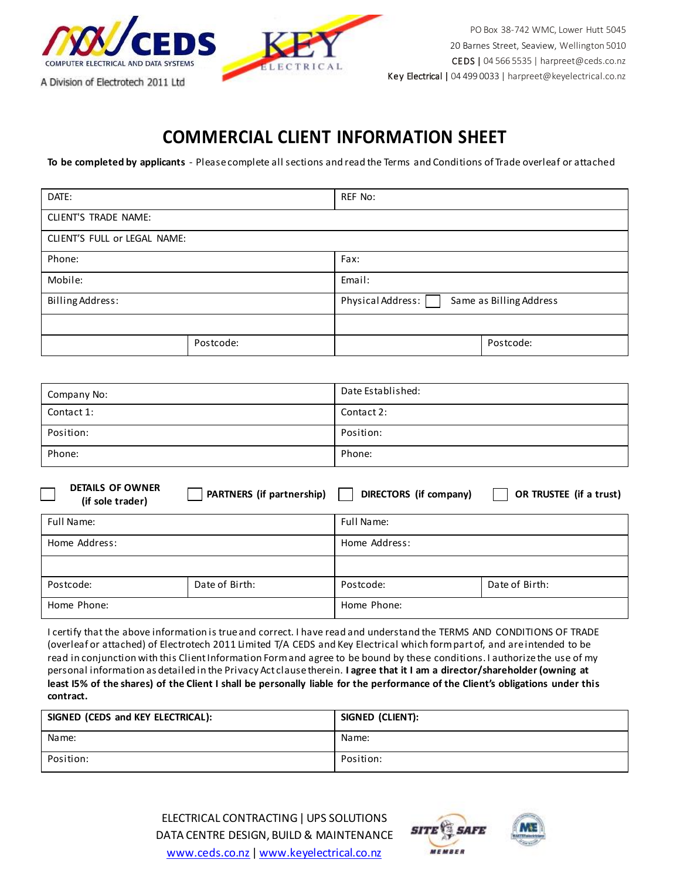CEDS
COMPUTER ELECTRICAL AND DATA SYSTEMS
A Division of Electrotech 2011 Ltd

KEY ELECTRICAL

PO Box 38-742 WMC, Lower Hutt 5045
20 Barnes Street, Seaview, Wellington 5010
CEDS | 04 566 5535 | harpreet@ceds.co.nz
Key Electrical | 04 499 0033 | harpreet@keyelectrical.co.nz

# COMMERCIAL CLIENT INFORMATION SHEET

**To be completed by applicants** - Please complete all sections and read the Terms and Conditions of Trade overleaf or attached

| DATE: | | REF No: | |
|---|---|---|---|
| CLIENT'S TRADE NAME: | | | |
| CLIENT'S FULL or LEGAL NAME: | | | |
| Phone: | | Fax: | |
| Mobile: | | Email: | |
| Billing Address: | | Physical Address: ☐ Same as Billing Address | |
| | | | |
| | Postcode: | | Postcode: |

| Company No: | Date Established: |
|---|---|
| Contact 1: | Contact 2: |
| Position: | Position: |
| Phone: | Phone: |

☐ **DETAILS OF OWNER (if sole trader)** ☐ **PARTNERS (if partnership)** ☐ **DIRECTORS (if company)** ☐ **OR TRUSTEE (if a trust)**

| Full Name: | | Full Name: | |
|---|---|---|---|
| Home Address: | | Home Address: | |
| | | | |
| Postcode: | Date of Birth: | Postcode: | Date of Birth: |
| Home Phone: | | Home Phone: | |

I certify that the above information is true and correct. I have read and understand the TERMS AND CONDITIONS OF TRADE (overleaf or attached) of Electrotech 2011 Limited T/A CEDS and Key Electrical which form part of, and are intended to be read in conjunction with this Client Information Form and agree to be bound by these conditions. I authorize the use of my personal information as detailed in the Privacy Act clause therein. **I agree that it I am a director/shareholder (owning at least I5% of the shares) of the Client I shall be personally liable for the performance of the Client's obligations under this contract.**

| **SIGNED (CEDS and KEY ELECTRICAL):** | **SIGNED (CLIENT):** |
|---|---|
| Name: | Name: |
| Position: | Position: |

ELECTRICAL CONTRACTING | UPS SOLUTIONS
DATA CENTRE DESIGN, BUILD & MAINTENANCE
www.ceds.co.nz | www.keyelectrical.co.nz

SITE SAFE MEMBER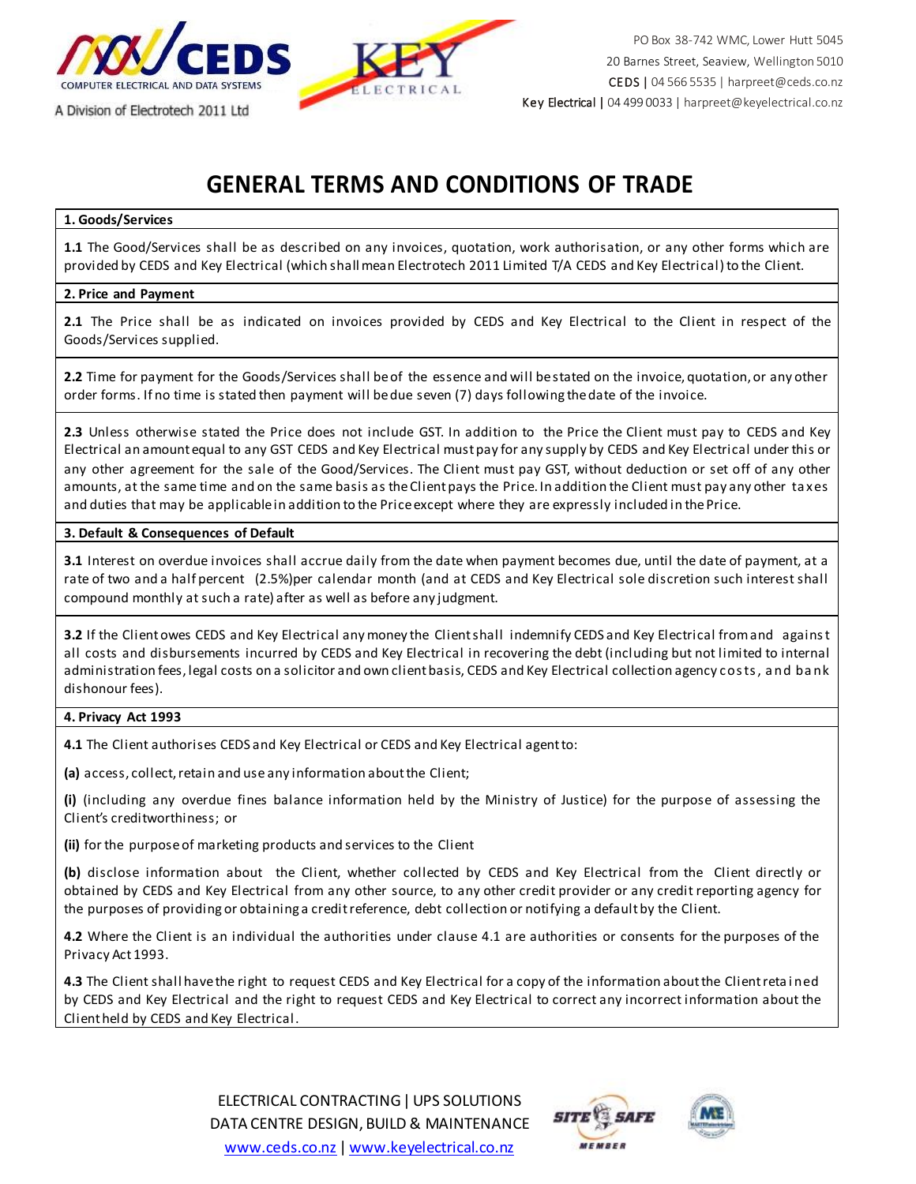PO Box 38-742 WMC, Lower Hutt 5045
20 Barnes Street, Seaview, Wellington 5010
CEDS | 04 566 5535 | harpreet@ceds.co.nz
Key Electrical | 04 499 0033 | harpreet@keyelectrical.co.nz

A Division of Electrotech 2011 Ltd

# GENERAL TERMS AND CONDITIONS OF TRADE

## 1. Goods/Services

**1.1** The Good/Services shall be as described on any invoices, quotation, work authorisation, or any other forms which are provided by CEDS and Key Electrical (which shall mean Electrotech 2011 Limited T/A CEDS and Key Electrical) to the Client.

## 2. Price and Payment

**2.1** The Price shall be as indicated on invoices provided by CEDS and Key Electrical to the Client in respect of the Goods/Services supplied.

**2.2** Time for payment for the Goods/Services shall be of the essence and will be stated on the invoice, quotation, or any other order forms. If no time is stated then payment will be due seven (7) days following the date of the invoice.

**2.3** Unless otherwise stated the Price does not include GST. In addition to the Price the Client must pay to CEDS and Key Electrical an amount equal to any GST CEDS and Key Electrical must pay for any supply by CEDS and Key Electrical under this or any other agreement for the sale of the Good/Services. The Client must pay GST, without deduction or set off of any other amounts, at the same time and on the same basis as the Client pays the Price. In addition the Client must pay any other taxes and duties that may be applicable in addition to the Price except where they are expressly included in the Price.

## 3. Default & Consequences of Default

**3.1** Interest on overdue invoices shall accrue daily from the date when payment becomes due, until the date of payment, at a rate of two and a half percent (2.5%)per calendar month (and at CEDS and Key Electrical sole discretion such interest shall compound monthly at such a rate) after as well as before any judgment.

**3.2** If the Client owes CEDS and Key Electrical any money the Client shall indemnify CEDS and Key Electrical from and against all costs and disbursements incurred by CEDS and Key Electrical in recovering the debt (including but not limited to internal administration fees, legal costs on a solicitor and own client basis, CEDS and Key Electrical collection agency costs, and bank dishonour fees).

## 4. Privacy Act 1993

**4.1** The Client authorises CEDS and Key Electrical or CEDS and Key Electrical agent to:

**(a)** access, collect, retain and use any information about the Client;

**(i)** (including any overdue fines balance information held by the Ministry of Justice) for the purpose of assessing the Client's creditworthiness; or

**(ii)** for the purpose of marketing products and services to the Client

**(b)** disclose information about the Client, whether collected by CEDS and Key Electrical from the Client directly or obtained by CEDS and Key Electrical from any other source, to any other credit provider or any credit reporting agency for the purposes of providing or obtaining a credit reference, debt collection or notifying a default by the Client.

**4.2** Where the Client is an individual the authorities under clause 4.1 are authorities or consents for the purposes of the Privacy Act 1993.

**4.3** The Client shall have the right to request CEDS and Key Electrical for a copy of the information about the Client retained by CEDS and Key Electrical and the right to request CEDS and Key Electrical to correct any incorrect information about the Client held by CEDS and Key Electrical.

ELECTRICAL CONTRACTING | UPS SOLUTIONS
DATA CENTRE DESIGN, BUILD & MAINTENANCE
www.ceds.co.nz | www.keyelectrical.co.nz